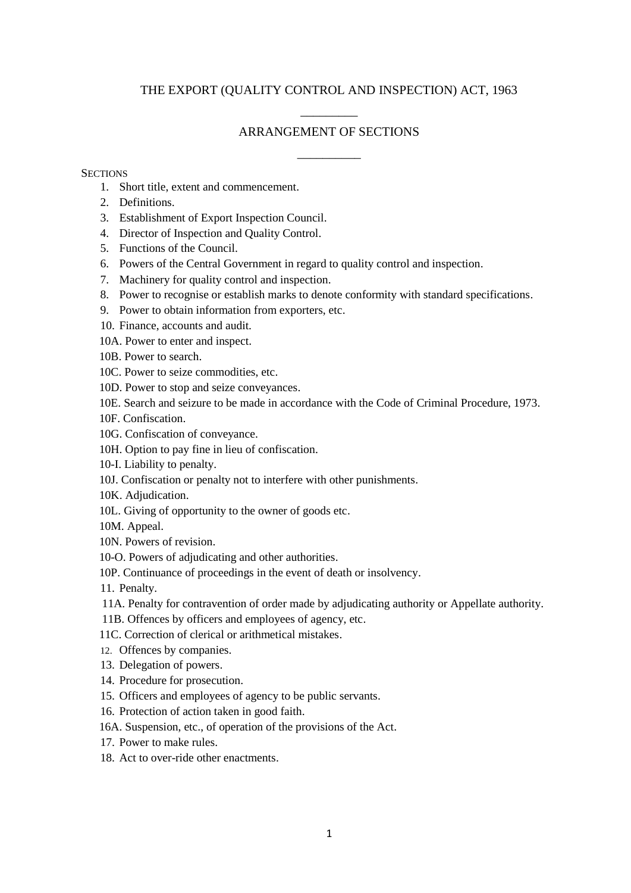# THE EXPORT (QUALITY CONTROL AND INSPECTION) ACT, 1963

## ARRANGEMENT OF SECTIONS

SECTIONS

1. Short title, extent and commencement.
2. Definitions.
3. Establishment of Export Inspection Council.
4. Director of Inspection and Quality Control.
5. Functions of the Council.
6. Powers of the Central Government in regard to quality control and inspection.
7. Machinery for quality control and inspection.
8. Power to recognise or establish marks to denote conformity with standard specifications.
9. Power to obtain information from exporters, etc.
10. Finance, accounts and audit.

10A. Power to enter and inspect.

10B. Power to search.

10C. Power to seize commodities, etc.

10D. Power to stop and seize conveyances.

10E. Search and seizure to be made in accordance with the Code of Criminal Procedure, 1973.

10F. Confiscation.

10G. Confiscation of conveyance.

10H. Option to pay fine in lieu of confiscation.

10-I. Liability to penalty.

10J. Confiscation or penalty not to interfere with other punishments.

10K. Adjudication.

10L. Giving of opportunity to the owner of goods etc.

10M. Appeal.

10N. Powers of revision.

10-O. Powers of adjudicating and other authorities.

10P. Continuance of proceedings in the event of death or insolvency.

11. Penalty.

11A. Penalty for contravention of order made by adjudicating authority or Appellate authority.

11B. Offences by officers and employees of agency, etc.

11C. Correction of clerical or arithmetical mistakes.

12. Offences by companies.
13. Delegation of powers.
14. Procedure for prosecution.
15. Officers and employees of agency to be public servants.
16. Protection of action taken in good faith.

16A. Suspension, etc., of operation of the provisions of the Act.

17. Power to make rules.
18. Act to over-ride other enactments.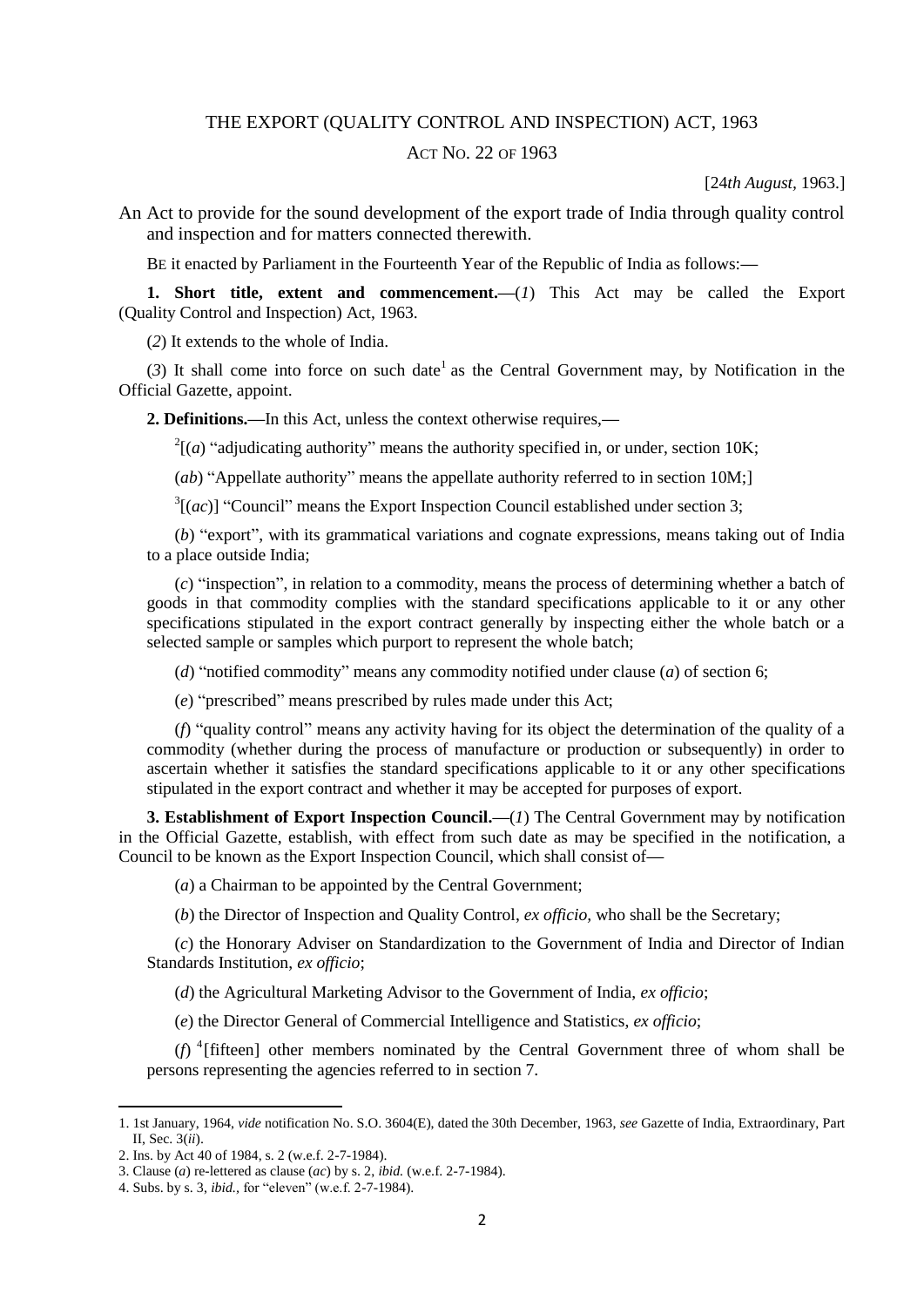THE EXPORT (QUALITY CONTROL AND INSPECTION) ACT, 1963

ACT NO. 22 OF 1963

[24*th August*, 1963.]

An Act to provide for the sound development of the export trade of India through quality control and inspection and for matters connected therewith.

BE it enacted by Parliament in the Fourteenth Year of the Republic of India as follows:—

**1. Short title, extent and commencement.**—(*1*) This Act may be called the Export (Quality Control and Inspection) Act, 1963.

(*2*) It extends to the whole of India.

(*3*) It shall come into force on such date[1] as the Central Government may, by Notification in the Official Gazette, appoint.

**2. Definitions.**—In this Act, unless the context otherwise requires,—

[2][(*a*) "adjudicating authority" means the authority specified in, or under, section 10K;

(*ab*) "Appellate authority" means the appellate authority referred to in section 10M;]

[3][(*ac*)] "Council" means the Export Inspection Council established under section 3;

(*b*) "export", with its grammatical variations and cognate expressions, means taking out of India to a place outside India;

(*c*) "inspection", in relation to a commodity, means the process of determining whether a batch of goods in that commodity complies with the standard specifications applicable to it or any other specifications stipulated in the export contract generally by inspecting either the whole batch or a selected sample or samples which purport to represent the whole batch;

(*d*) "notified commodity" means any commodity notified under clause (*a*) of section 6;

(*e*) "prescribed" means prescribed by rules made under this Act;

(*f*) "quality control" means any activity having for its object the determination of the quality of a commodity (whether during the process of manufacture or production or subsequently) in order to ascertain whether it satisfies the standard specifications applicable to it or any other specifications stipulated in the export contract and whether it may be accepted for purposes of export.

**3. Establishment of Export Inspection Council.**—(*1*) The Central Government may by notification in the Official Gazette, establish, with effect from such date as may be specified in the notification, a Council to be known as the Export Inspection Council, which shall consist of—

(*a*) a Chairman to be appointed by the Central Government;

(*b*) the Director of Inspection and Quality Control, *ex officio*, who shall be the Secretary;

(*c*) the Honorary Adviser on Standardization to the Government of India and Director of Indian Standards Institution, *ex officio*;

(*d*) the Agricultural Marketing Advisor to the Government of India, *ex officio*;

(*e*) the Director General of Commercial Intelligence and Statistics, *ex officio*;

(*f*) [4][fifteen] other members nominated by the Central Government three of whom shall be persons representing the agencies referred to in section 7.

---

1. 1st January, 1964, *vide* notification No. S.O. 3604(E), dated the 30th December, 1963, *see* Gazette of India, Extraordinary, Part II, Sec. 3(*ii*).

2. Ins. by Act 40 of 1984, s. 2 (w.e.f. 2-7-1984).

3. Clause (*a*) re-lettered as clause (*ac*) by s. 2, *ibid.* (w.e.f. 2-7-1984).

4. Subs. by s. 3, *ibid.*, for "eleven" (w.e.f. 2-7-1984).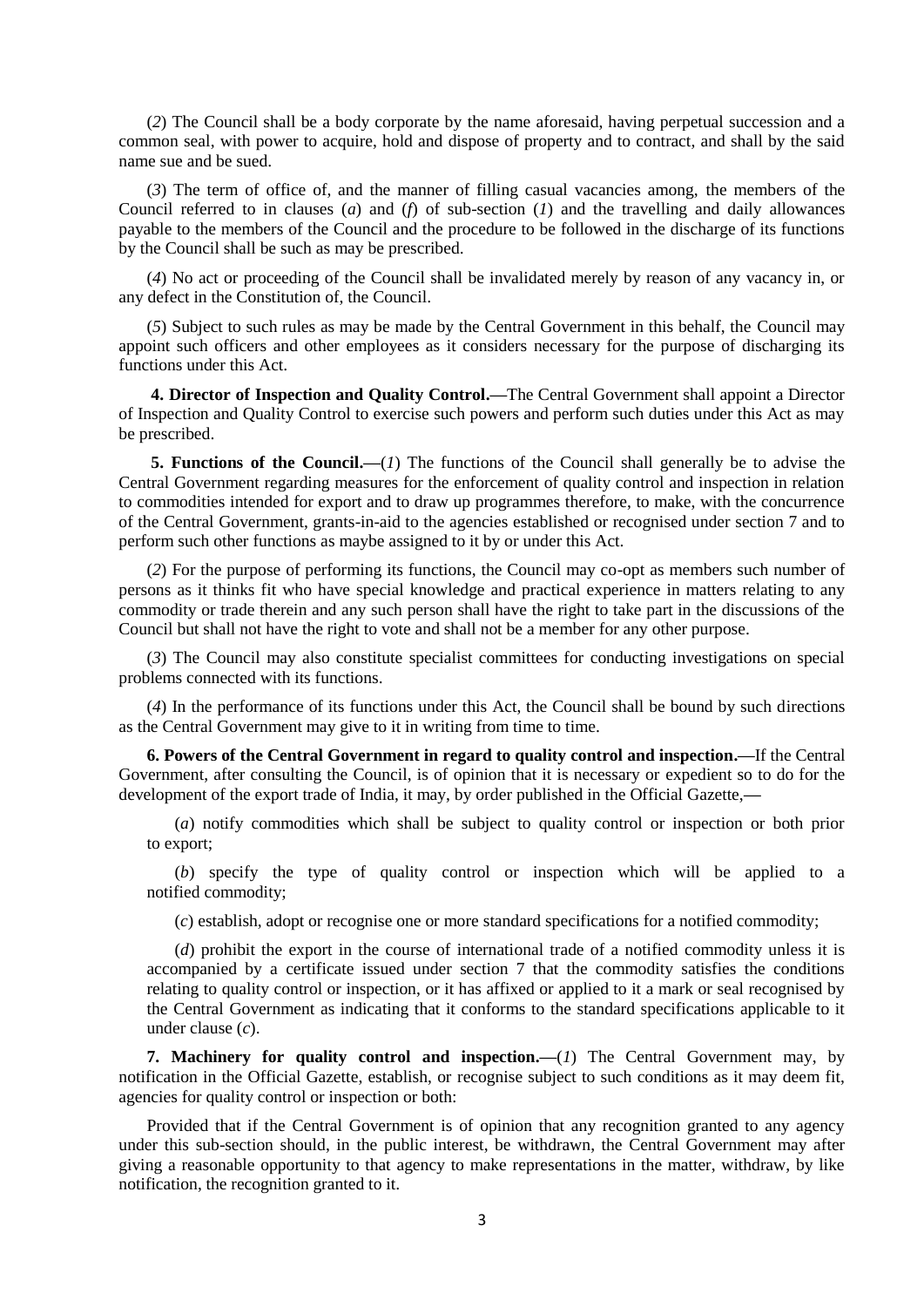(*2*) The Council shall be a body corporate by the name aforesaid, having perpetual succession and a common seal, with power to acquire, hold and dispose of property and to contract, and shall by the said name sue and be sued.

(*3*) The term of office of, and the manner of filling casual vacancies among, the members of the Council referred to in clauses (*a*) and (*f*) of sub-section (*1*) and the travelling and daily allowances payable to the members of the Council and the procedure to be followed in the discharge of its functions by the Council shall be such as may be prescribed.

(*4*) No act or proceeding of the Council shall be invalidated merely by reason of any vacancy in, or any defect in the Constitution of, the Council.

(*5*) Subject to such rules as may be made by the Central Government in this behalf, the Council may appoint such officers and other employees as it considers necessary for the purpose of discharging its functions under this Act.

**4. Director of Inspection and Quality Control.—**The Central Government shall appoint a Director of Inspection and Quality Control to exercise such powers and perform such duties under this Act as may be prescribed.

**5. Functions of the Council.—**(*1*) The functions of the Council shall generally be to advise the Central Government regarding measures for the enforcement of quality control and inspection in relation to commodities intended for export and to draw up programmes therefore, to make, with the concurrence of the Central Government, grants-in-aid to the agencies established or recognised under section 7 and to perform such other functions as maybe assigned to it by or under this Act.

(*2*) For the purpose of performing its functions, the Council may co-opt as members such number of persons as it thinks fit who have special knowledge and practical experience in matters relating to any commodity or trade therein and any such person shall have the right to take part in the discussions of the Council but shall not have the right to vote and shall not be a member for any other purpose.

(*3*) The Council may also constitute specialist committees for conducting investigations on special problems connected with its functions.

(*4*) In the performance of its functions under this Act, the Council shall be bound by such directions as the Central Government may give to it in writing from time to time.

**6. Powers of the Central Government in regard to quality control and inspection.—**If the Central Government, after consulting the Council, is of opinion that it is necessary or expedient so to do for the development of the export trade of India, it may, by order published in the Official Gazette,—

(*a*) notify commodities which shall be subject to quality control or inspection or both prior to export;

(*b*) specify the type of quality control or inspection which will be applied to a notified commodity;

(*c*) establish, adopt or recognise one or more standard specifications for a notified commodity;

(*d*) prohibit the export in the course of international trade of a notified commodity unless it is accompanied by a certificate issued under section 7 that the commodity satisfies the conditions relating to quality control or inspection, or it has affixed or applied to it a mark or seal recognised by the Central Government as indicating that it conforms to the standard specifications applicable to it under clause (*c*).

**7. Machinery for quality control and inspection.—**(*1*) The Central Government may, by notification in the Official Gazette, establish, or recognise subject to such conditions as it may deem fit, agencies for quality control or inspection or both:

Provided that if the Central Government is of opinion that any recognition granted to any agency under this sub-section should, in the public interest, be withdrawn, the Central Government may after giving a reasonable opportunity to that agency to make representations in the matter, withdraw, by like notification, the recognition granted to it.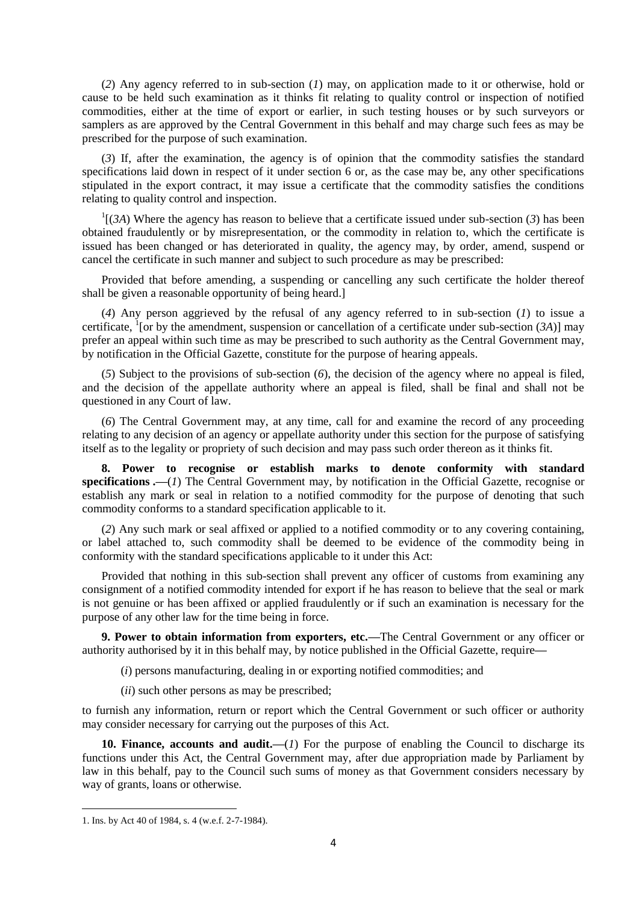(*2*) Any agency referred to in sub-section (*1*) may, on application made to it or otherwise, hold or cause to be held such examination as it thinks fit relating to quality control or inspection of notified commodities, either at the time of export or earlier, in such testing houses or by such surveyors or samplers as are approved by the Central Government in this behalf and may charge such fees as may be prescribed for the purpose of such examination.

(*3*) If, after the examination, the agency is of opinion that the commodity satisfies the standard specifications laid down in respect of it under section 6 or, as the case may be, any other specifications stipulated in the export contract, it may issue a certificate that the commodity satisfies the conditions relating to quality control and inspection.

[1][(*3A*) Where the agency has reason to believe that a certificate issued under sub-section (*3*) has been obtained fraudulently or by misrepresentation, or the commodity in relation to, which the certificate is issued has been changed or has deteriorated in quality, the agency may, by order, amend, suspend or cancel the certificate in such manner and subject to such procedure as may be prescribed:

Provided that before amending, a suspending or cancelling any such certificate the holder thereof shall be given a reasonable opportunity of being heard.]

(*4*) Any person aggrieved by the refusal of any agency referred to in sub-section (*1*) to issue a certificate, [1][or by the amendment, suspension or cancellation of a certificate under sub-section (*3A*)] may prefer an appeal within such time as may be prescribed to such authority as the Central Government may, by notification in the Official Gazette, constitute for the purpose of hearing appeals.

(*5*) Subject to the provisions of sub-section (*6*), the decision of the agency where no appeal is filed, and the decision of the appellate authority where an appeal is filed, shall be final and shall not be questioned in any Court of law.

(*6*) The Central Government may, at any time, call for and examine the record of any proceeding relating to any decision of an agency or appellate authority under this section for the purpose of satisfying itself as to the legality or propriety of such decision and may pass such order thereon as it thinks fit.

**8. Power to recognise or establish marks to denote conformity with standard specifications .—**(*1*) The Central Government may, by notification in the Official Gazette, recognise or establish any mark or seal in relation to a notified commodity for the purpose of denoting that such commodity conforms to a standard specification applicable to it.

(*2*) Any such mark or seal affixed or applied to a notified commodity or to any covering containing, or label attached to, such commodity shall be deemed to be evidence of the commodity being in conformity with the standard specifications applicable to it under this Act:

Provided that nothing in this sub-section shall prevent any officer of customs from examining any consignment of a notified commodity intended for export if he has reason to believe that the seal or mark is not genuine or has been affixed or applied fraudulently or if such an examination is necessary for the purpose of any other law for the time being in force.

**9. Power to obtain information from exporters, etc.—**The Central Government or any officer or authority authorised by it in this behalf may, by notice published in the Official Gazette, require—

(*i*) persons manufacturing, dealing in or exporting notified commodities; and

(*ii*) such other persons as may be prescribed;

to furnish any information, return or report which the Central Government or such officer or authority may consider necessary for carrying out the purposes of this Act.

**10. Finance, accounts and audit.—**(*1*) For the purpose of enabling the Council to discharge its functions under this Act, the Central Government may, after due appropriation made by Parliament by law in this behalf, pay to the Council such sums of money as that Government considers necessary by way of grants, loans or otherwise.

---

1. Ins. by Act 40 of 1984, s. 4 (w.e.f. 2-7-1984).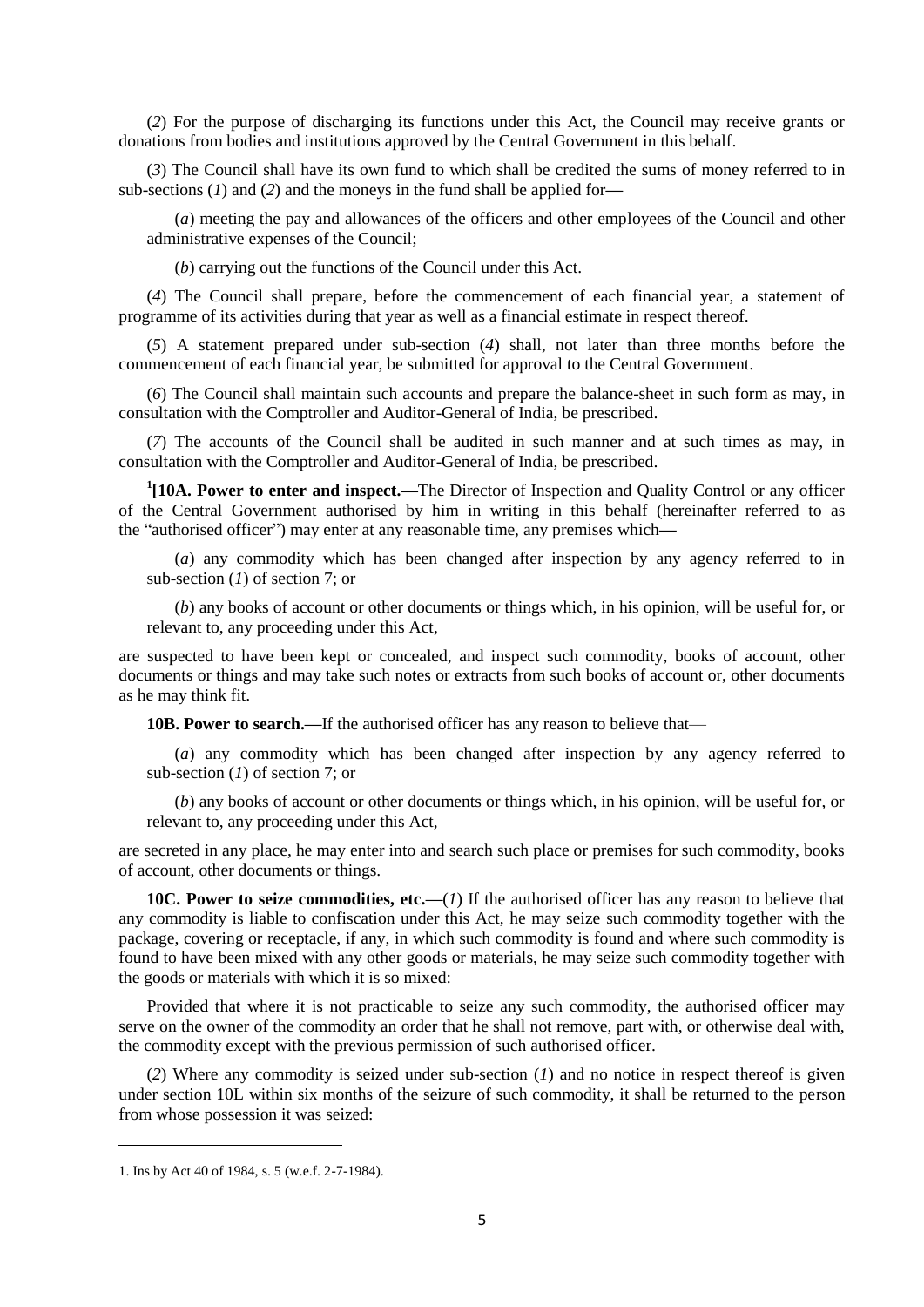(*2*) For the purpose of discharging its functions under this Act, the Council may receive grants or donations from bodies and institutions approved by the Central Government in this behalf.

(*3*) The Council shall have its own fund to which shall be credited the sums of money referred to in sub-sections (*1*) and (*2*) and the moneys in the fund shall be applied for**—**

(*a*) meeting the pay and allowances of the officers and other employees of the Council and other administrative expenses of the Council;

(*b*) carrying out the functions of the Council under this Act.

(*4*) The Council shall prepare, before the commencement of each financial year, a statement of programme of its activities during that year as well as a financial estimate in respect thereof.

(*5*) A statement prepared under sub-section (*4*) shall, not later than three months before the commencement of each financial year, be submitted for approval to the Central Government.

(*6*) The Council shall maintain such accounts and prepare the balance-sheet in such form as may, in consultation with the Comptroller and Auditor-General of India, be prescribed.

(*7*) The accounts of the Council shall be audited in such manner and at such times as may, in consultation with the Comptroller and Auditor-General of India, be prescribed.

[1]**[10A. Power to enter and inspect.—**The Director of Inspection and Quality Control or any officer of the Central Government authorised by him in writing in this behalf (hereinafter referred to as the "authorised officer") may enter at any reasonable time, any premises which**—**

(*a*) any commodity which has been changed after inspection by any agency referred to in sub-section (*1*) of section 7; or

(*b*) any books of account or other documents or things which, in his opinion, will be useful for, or relevant to, any proceeding under this Act,

are suspected to have been kept or concealed, and inspect such commodity, books of account, other documents or things and may take such notes or extracts from such books of account or, other documents as he may think fit.

**10B. Power to search.—**If the authorised officer has any reason to believe that—

(*a*) any commodity which has been changed after inspection by any agency referred to sub-section (*1*) of section 7; or

(*b*) any books of account or other documents or things which, in his opinion, will be useful for, or relevant to, any proceeding under this Act,

are secreted in any place, he may enter into and search such place or premises for such commodity, books of account, other documents or things.

**10C. Power to seize commodities, etc.—**(*1*) If the authorised officer has any reason to believe that any commodity is liable to confiscation under this Act, he may seize such commodity together with the package, covering or receptacle, if any, in which such commodity is found and where such commodity is found to have been mixed with any other goods or materials, he may seize such commodity together with the goods or materials with which it is so mixed:

Provided that where it is not practicable to seize any such commodity, the authorised officer may serve on the owner of the commodity an order that he shall not remove, part with, or otherwise deal with, the commodity except with the previous permission of such authorised officer.

(*2*) Where any commodity is seized under sub-section (*1*) and no notice in respect thereof is given under section 10L within six months of the seizure of such commodity, it shall be returned to the person from whose possession it was seized:

---

1. Ins by Act 40 of 1984, s. 5 (w.e.f. 2-7-1984).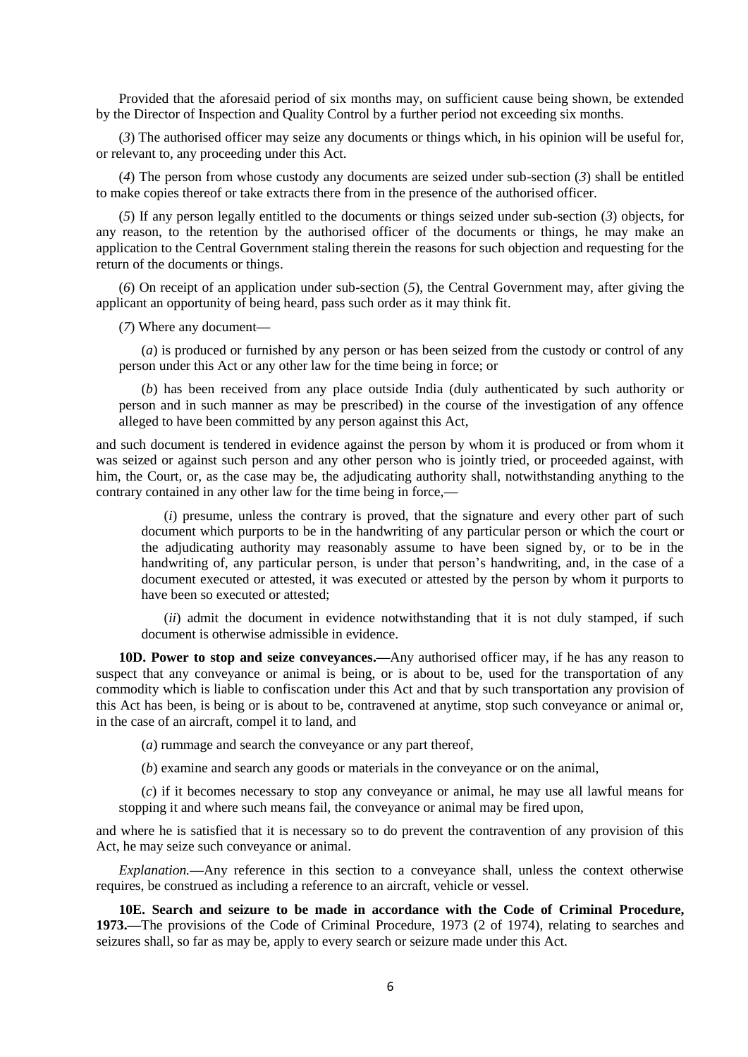Provided that the aforesaid period of six months may, on sufficient cause being shown, be extended by the Director of Inspection and Quality Control by a further period not exceeding six months.

(*3*) The authorised officer may seize any documents or things which, in his opinion will be useful for, or relevant to, any proceeding under this Act.

(*4*) The person from whose custody any documents are seized under sub-section (*3*) shall be entitled to make copies thereof or take extracts there from in the presence of the authorised officer.

(*5*) If any person legally entitled to the documents or things seized under sub-section (*3*) objects, for any reason, to the retention by the authorised officer of the documents or things, he may make an application to the Central Government staling therein the reasons for such objection and requesting for the return of the documents or things.

(*6*) On receipt of an application under sub-section (*5*), the Central Government may, after giving the applicant an opportunity of being heard, pass such order as it may think fit.

(*7*) Where any document**—**

(*a*) is produced or furnished by any person or has been seized from the custody or control of any person under this Act or any other law for the time being in force; or

(*b*) has been received from any place outside India (duly authenticated by such authority or person and in such manner as may be prescribed) in the course of the investigation of any offence alleged to have been committed by any person against this Act,

and such document is tendered in evidence against the person by whom it is produced or from whom it was seized or against such person and any other person who is jointly tried, or proceeded against, with him, the Court, or, as the case may be, the adjudicating authority shall, notwithstanding anything to the contrary contained in any other law for the time being in force,**—**

(*i*) presume, unless the contrary is proved, that the signature and every other part of such document which purports to be in the handwriting of any particular person or which the court or the adjudicating authority may reasonably assume to have been signed by, or to be in the handwriting of, any particular person, is under that person's handwriting, and, in the case of a document executed or attested, it was executed or attested by the person by whom it purports to have been so executed or attested;

(*ii*) admit the document in evidence notwithstanding that it is not duly stamped, if such document is otherwise admissible in evidence.

**10D. Power to stop and seize conveyances.—**Any authorised officer may, if he has any reason to suspect that any conveyance or animal is being, or is about to be, used for the transportation of any commodity which is liable to confiscation under this Act and that by such transportation any provision of this Act has been, is being or is about to be, contravened at anytime, stop such conveyance or animal or, in the case of an aircraft, compel it to land, and

(*a*) rummage and search the conveyance or any part thereof,

(*b*) examine and search any goods or materials in the conveyance or on the animal,

(*c*) if it becomes necessary to stop any conveyance or animal, he may use all lawful means for stopping it and where such means fail, the conveyance or animal may be fired upon,

and where he is satisfied that it is necessary so to do prevent the contravention of any provision of this Act, he may seize such conveyance or animal.

*Explanation.***—**Any reference in this section to a conveyance shall, unless the context otherwise requires, be construed as including a reference to an aircraft, vehicle or vessel.

**10E. Search and seizure to be made in accordance with the Code of Criminal Procedure, 1973.—**The provisions of the Code of Criminal Procedure, 1973 (2 of 1974), relating to searches and seizures shall, so far as may be, apply to every search or seizure made under this Act.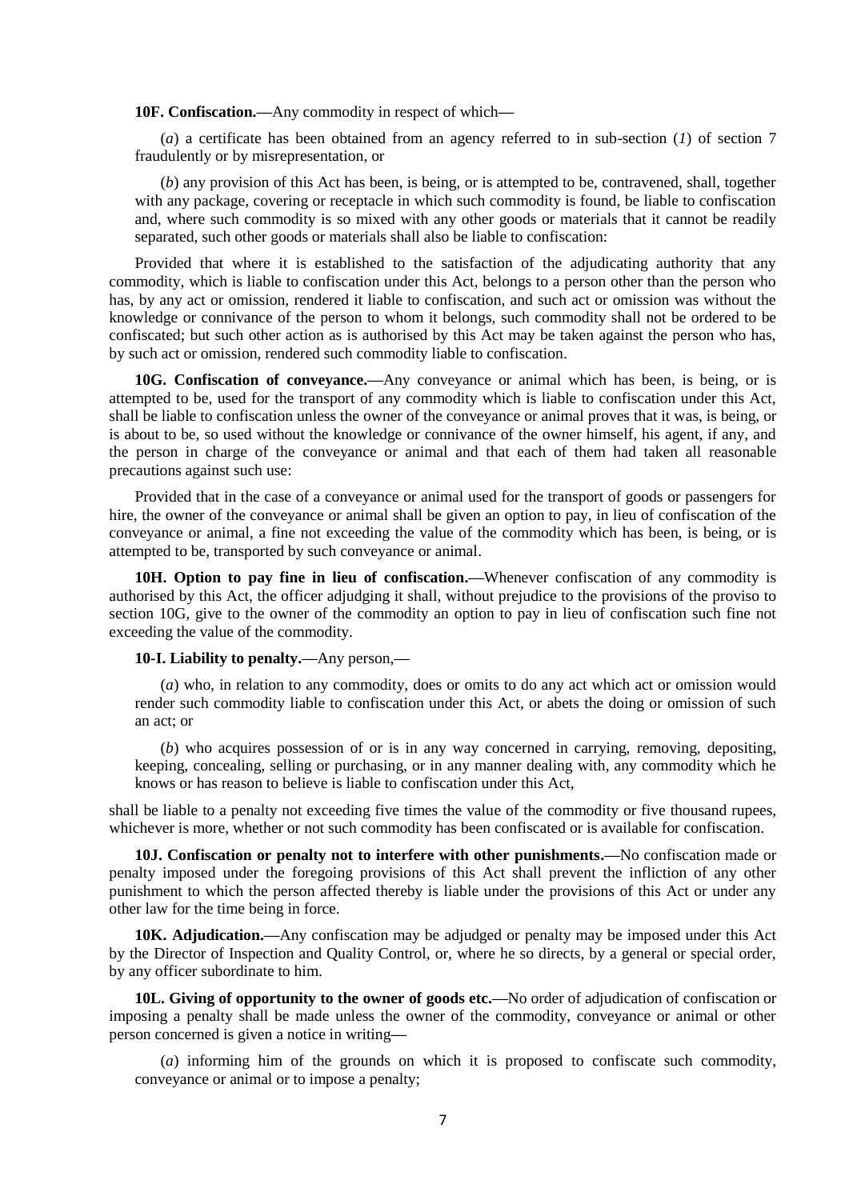**10F. Confiscation.—**Any commodity in respect of which—

(*a*) a certificate has been obtained from an agency referred to in sub-section (*1*) of section 7 fraudulently or by misrepresentation, or

(*b*) any provision of this Act has been, is being, or is attempted to be, contravened, shall, together with any package, covering or receptacle in which such commodity is found, be liable to confiscation and, where such commodity is so mixed with any other goods or materials that it cannot be readily separated, such other goods or materials shall also be liable to confiscation:

Provided that where it is established to the satisfaction of the adjudicating authority that any commodity, which is liable to confiscation under this Act, belongs to a person other than the person who has, by any act or omission, rendered it liable to confiscation, and such act or omission was without the knowledge or connivance of the person to whom it belongs, such commodity shall not be ordered to be confiscated; but such other action as is authorised by this Act may be taken against the person who has, by such act or omission, rendered such commodity liable to confiscation.

**10G. Confiscation of conveyance.—**Any conveyance or animal which has been, is being, or is attempted to be, used for the transport of any commodity which is liable to confiscation under this Act, shall be liable to confiscation unless the owner of the conveyance or animal proves that it was, is being, or is about to be, so used without the knowledge or connivance of the owner himself, his agent, if any, and the person in charge of the conveyance or animal and that each of them had taken all reasonable precautions against such use:

Provided that in the case of a conveyance or animal used for the transport of goods or passengers for hire, the owner of the conveyance or animal shall be given an option to pay, in lieu of confiscation of the conveyance or animal, a fine not exceeding the value of the commodity which has been, is being, or is attempted to be, transported by such conveyance or animal.

**10H. Option to pay fine in lieu of confiscation.—**Whenever confiscation of any commodity is authorised by this Act, the officer adjudging it shall, without prejudice to the provisions of the proviso to section 10G, give to the owner of the commodity an option to pay in lieu of confiscation such fine not exceeding the value of the commodity.

**10-I. Liability to penalty.—**Any person,—

(*a*) who, in relation to any commodity, does or omits to do any act which act or omission would render such commodity liable to confiscation under this Act, or abets the doing or omission of such an act; or

(*b*) who acquires possession of or is in any way concerned in carrying, removing, depositing, keeping, concealing, selling or purchasing, or in any manner dealing with, any commodity which he knows or has reason to believe is liable to confiscation under this Act,

shall be liable to a penalty not exceeding five times the value of the commodity or five thousand rupees, whichever is more, whether or not such commodity has been confiscated or is available for confiscation.

**10J. Confiscation or penalty not to interfere with other punishments.—**No confiscation made or penalty imposed under the foregoing provisions of this Act shall prevent the infliction of any other punishment to which the person affected thereby is liable under the provisions of this Act or under any other law for the time being in force.

**10K. Adjudication.—**Any confiscation may be adjudged or penalty may be imposed under this Act by the Director of Inspection and Quality Control, or, where he so directs, by a general or special order, by any officer subordinate to him.

**10L. Giving of opportunity to the owner of goods etc.—**No order of adjudication of confiscation or imposing a penalty shall be made unless the owner of the commodity, conveyance or animal or other person concerned is given a notice in writing—

(*a*) informing him of the grounds on which it is proposed to confiscate such commodity, conveyance or animal or to impose a penalty;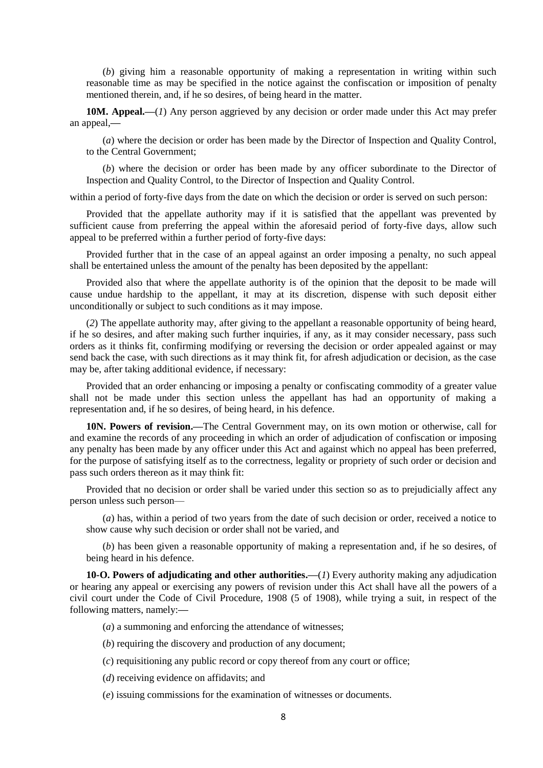(*b*) giving him a reasonable opportunity of making a representation in writing within such reasonable time as may be specified in the notice against the confiscation or imposition of penalty mentioned therein, and, if he so desires, of being heard in the matter.

**10M. Appeal.—**(*1*) Any person aggrieved by any decision or order made under this Act may prefer an appeal,—

(*a*) where the decision or order has been made by the Director of Inspection and Quality Control, to the Central Government;

(*b*) where the decision or order has been made by any officer subordinate to the Director of Inspection and Quality Control, to the Director of Inspection and Quality Control.

within a period of forty-five days from the date on which the decision or order is served on such person:

Provided that the appellate authority may if it is satisfied that the appellant was prevented by sufficient cause from preferring the appeal within the aforesaid period of forty-five days, allow such appeal to be preferred within a further period of forty-five days:

Provided further that in the case of an appeal against an order imposing a penalty, no such appeal shall be entertained unless the amount of the penalty has been deposited by the appellant:

Provided also that where the appellate authority is of the opinion that the deposit to be made will cause undue hardship to the appellant, it may at its discretion, dispense with such deposit either unconditionally or subject to such conditions as it may impose.

(*2*) The appellate authority may, after giving to the appellant a reasonable opportunity of being heard, if he so desires, and after making such further inquiries, if any, as it may consider necessary, pass such orders as it thinks fit, confirming modifying or reversing the decision or order appealed against or may send back the case, with such directions as it may think fit, for afresh adjudication or decision, as the case may be, after taking additional evidence, if necessary:

Provided that an order enhancing or imposing a penalty or confiscating commodity of a greater value shall not be made under this section unless the appellant has had an opportunity of making a representation and, if he so desires, of being heard, in his defence.

**10N. Powers of revision.—**The Central Government may, on its own motion or otherwise, call for and examine the records of any proceeding in which an order of adjudication of confiscation or imposing any penalty has been made by any officer under this Act and against which no appeal has been preferred, for the purpose of satisfying itself as to the correctness, legality or propriety of such order or decision and pass such orders thereon as it may think fit:

Provided that no decision or order shall be varied under this section so as to prejudicially affect any person unless such person—

(*a*) has, within a period of two years from the date of such decision or order, received a notice to show cause why such decision or order shall not be varied, and

(*b*) has been given a reasonable opportunity of making a representation and, if he so desires, of being heard in his defence.

**10-O. Powers of adjudicating and other authorities.—**(*1*) Every authority making any adjudication or hearing any appeal or exercising any powers of revision under this Act shall have all the powers of a civil court under the Code of Civil Procedure, 1908 (5 of 1908), while trying a suit, in respect of the following matters, namely:—

(*a*) a summoning and enforcing the attendance of witnesses;

(*b*) requiring the discovery and production of any document;

(*c*) requisitioning any public record or copy thereof from any court or office;

(*d*) receiving evidence on affidavits; and

(*e*) issuing commissions for the examination of witnesses or documents.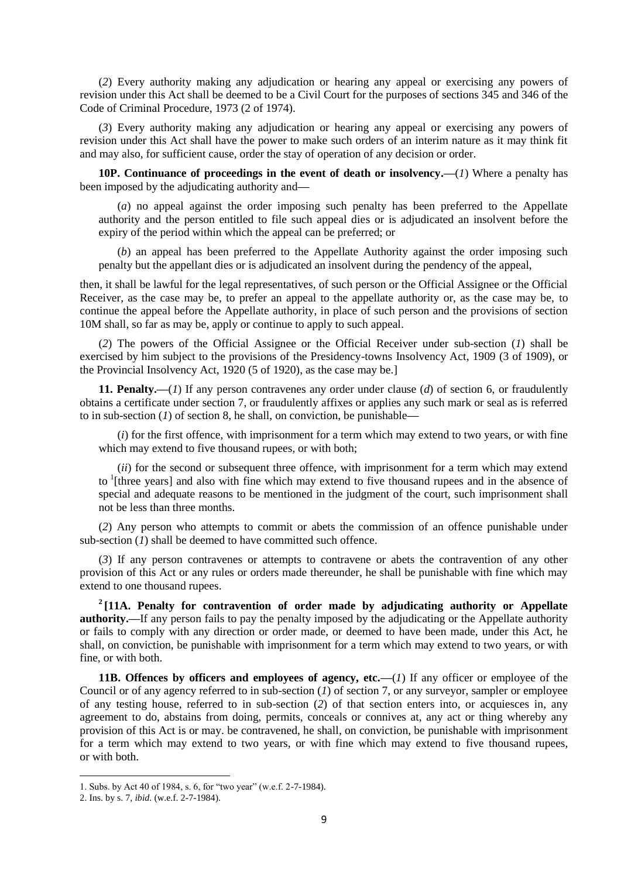(*2*) Every authority making any adjudication or hearing any appeal or exercising any powers of revision under this Act shall be deemed to be a Civil Court for the purposes of sections 345 and 346 of the Code of Criminal Procedure, 1973 (2 of 1974).

(*3*) Every authority making any adjudication or hearing any appeal or exercising any powers of revision under this Act shall have the power to make such orders of an interim nature as it may think fit and may also, for sufficient cause, order the stay of operation of any decision or order.

**10P. Continuance of proceedings in the event of death or insolvency.—**(*1*) Where a penalty has been imposed by the adjudicating authority and—

(*a*) no appeal against the order imposing such penalty has been preferred to the Appellate authority and the person entitled to file such appeal dies or is adjudicated an insolvent before the expiry of the period within which the appeal can be preferred; or

(*b*) an appeal has been preferred to the Appellate Authority against the order imposing such penalty but the appellant dies or is adjudicated an insolvent during the pendency of the appeal,

then, it shall be lawful for the legal representatives, of such person or the Official Assignee or the Official Receiver, as the case may be, to prefer an appeal to the appellate authority or, as the case may be, to continue the appeal before the Appellate authority, in place of such person and the provisions of section 10M shall, so far as may be, apply or continue to apply to such appeal.

(*2*) The powers of the Official Assignee or the Official Receiver under sub-section (*1*) shall be exercised by him subject to the provisions of the Presidency-towns Insolvency Act, 1909 (3 of 1909), or the Provincial Insolvency Act, 1920 (5 of 1920), as the case may be.]

**11. Penalty.—**(*1*) If any person contravenes any order under clause (*d*) of section 6, or fraudulently obtains a certificate under section 7, or fraudulently affixes or applies any such mark or seal as is referred to in sub-section (*1*) of section 8, he shall, on conviction, be punishable—

(*i*) for the first offence, with imprisonment for a term which may extend to two years, or with fine which may extend to five thousand rupees, or with both;

(*ii*) for the second or subsequent three offence, with imprisonment for a term which may extend to [1][three years] and also with fine which may extend to five thousand rupees and in the absence of special and adequate reasons to be mentioned in the judgment of the court, such imprisonment shall not be less than three months.

(*2*) Any person who attempts to commit or abets the commission of an offence punishable under sub-section (*1*) shall be deemed to have committed such offence.

(*3*) If any person contravenes or attempts to contravene or abets the contravention of any other provision of this Act or any rules or orders made thereunder, he shall be punishable with fine which may extend to one thousand rupees.

[2][**11A. Penalty for contravention of order made by adjudicating authority or Appellate authority.—**If any person fails to pay the penalty imposed by the adjudicating or the Appellate authority or fails to comply with any direction or order made, or deemed to have been made, under this Act, he shall, on conviction, be punishable with imprisonment for a term which may extend to two years, or with fine, or with both.

**11B. Offences by officers and employees of agency, etc.—**(*1*) If any officer or employee of the Council or of any agency referred to in sub-section (*1*) of section 7, or any surveyor, sampler or employee of any testing house, referred to in sub-section (*2*) of that section enters into, or acquiesces in, any agreement to do, abstains from doing, permits, conceals or connives at, any act or thing whereby any provision of this Act is or may. be contravened, he shall, on conviction, be punishable with imprisonment for a term which may extend to two years, or with fine which may extend to five thousand rupees, or with both.

---

1. Subs. by Act 40 of 1984, s. 6, for "two year" (w.e.f. 2-7-1984).
2. Ins. by s. 7, *ibid.* (w.e.f. 2-7-1984).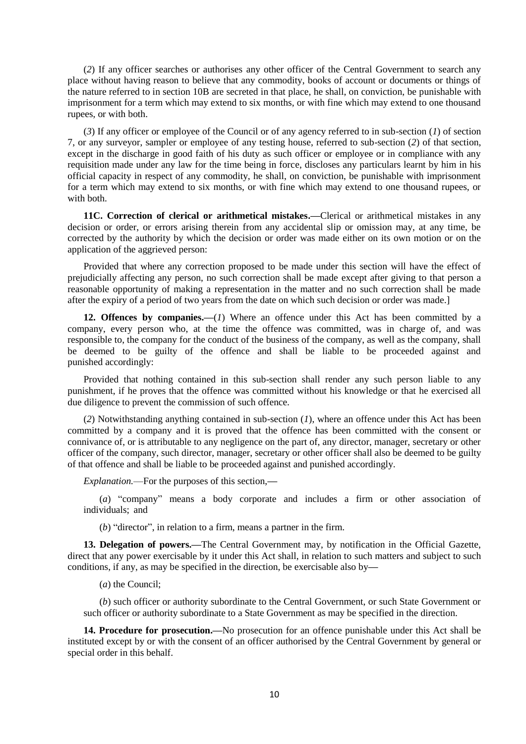(*2*) If any officer searches or authorises any other officer of the Central Government to search any place without having reason to believe that any commodity, books of account or documents or things of the nature referred to in section 10B are secreted in that place, he shall, on conviction, be punishable with imprisonment for a term which may extend to six months, or with fine which may extend to one thousand rupees, or with both.

(*3*) If any officer or employee of the Council or of any agency referred to in sub-section (*1*) of section 7, or any surveyor, sampler or employee of any testing house, referred to sub-section (*2*) of that section, except in the discharge in good faith of his duty as such officer or employee or in compliance with any requisition made under any law for the time being in force, discloses any particulars learnt by him in his official capacity in respect of any commodity, he shall, on conviction, be punishable with imprisonment for a term which may extend to six months, or with fine which may extend to one thousand rupees, or with both.

**11C. Correction of clerical or arithmetical mistakes.—**Clerical or arithmetical mistakes in any decision or order, or errors arising therein from any accidental slip or omission may, at any time, be corrected by the authority by which the decision or order was made either on its own motion or on the application of the aggrieved person:

Provided that where any correction proposed to be made under this section will have the effect of prejudicially affecting any person, no such correction shall be made except after giving to that person a reasonable opportunity of making a representation in the matter and no such correction shall be made after the expiry of a period of two years from the date on which such decision or order was made.]

**12. Offences by companies.—**(*1*) Where an offence under this Act has been committed by a company, every person who, at the time the offence was committed, was in charge of, and was responsible to, the company for the conduct of the business of the company, as well as the company, shall be deemed to be guilty of the offence and shall be liable to be proceeded against and punished accordingly:

Provided that nothing contained in this sub-section shall render any such person liable to any punishment, if he proves that the offence was committed without his knowledge or that he exercised all due diligence to prevent the commission of such offence.

(*2*) Notwithstanding anything contained in sub-section (*1*), where an offence under this Act has been committed by a company and it is proved that the offence has been committed with the consent or connivance of, or is attributable to any negligence on the part of, any director, manager, secretary or other officer of the company, such director, manager, secretary or other officer shall also be deemed to be guilty of that offence and shall be liable to be proceeded against and punished accordingly.

*Explanation.*—For the purposes of this section,—

(*a*) "company" means a body corporate and includes a firm or other association of individuals; and

(*b*) "director", in relation to a firm, means a partner in the firm.

**13. Delegation of powers.—**The Central Government may, by notification in the Official Gazette, direct that any power exercisable by it under this Act shall, in relation to such matters and subject to such conditions, if any, as may be specified in the direction, be exercisable also by—

(*a*) the Council;

(*b*) such officer or authority subordinate to the Central Government, or such State Government or such officer or authority subordinate to a State Government as may be specified in the direction.

**14. Procedure for prosecution.—**No prosecution for an offence punishable under this Act shall be instituted except by or with the consent of an officer authorised by the Central Government by general or special order in this behalf.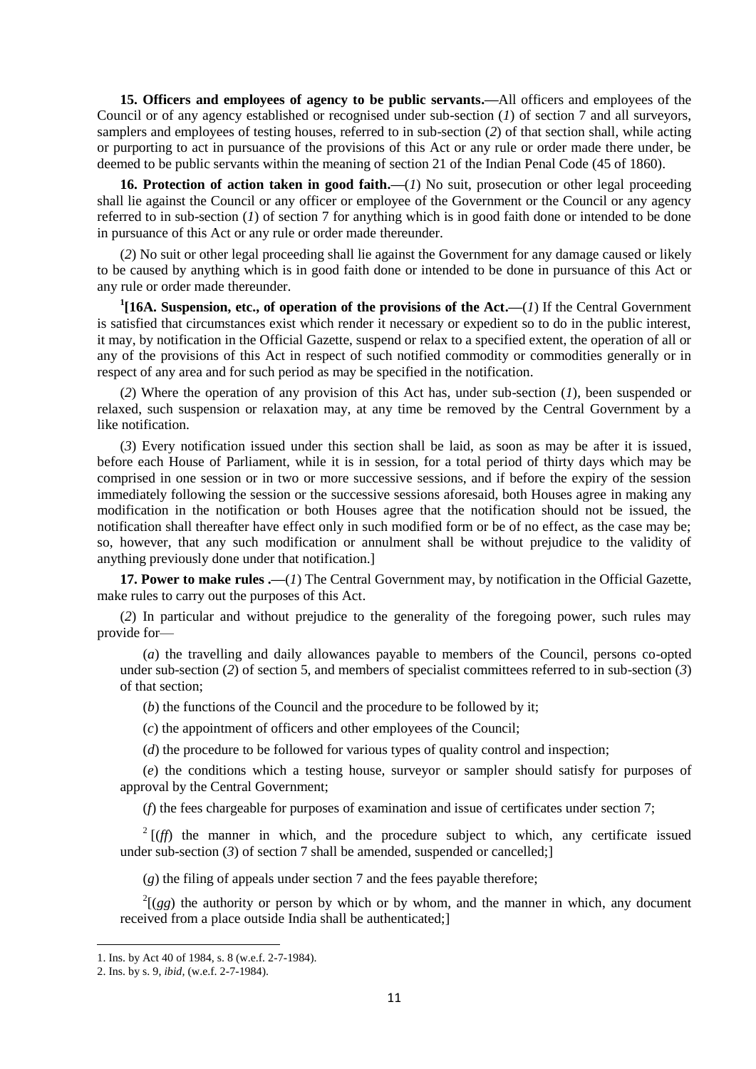**15. Officers and employees of agency to be public servants.**—All officers and employees of the Council or of any agency established or recognised under sub-section (*1*) of section 7 and all surveyors, samplers and employees of testing houses, referred to in sub-section (*2*) of that section shall, while acting or purporting to act in pursuance of the provisions of this Act or any rule or order made there under, be deemed to be public servants within the meaning of section 21 of the Indian Penal Code (45 of 1860).

**16. Protection of action taken in good faith.**—(*1*) No suit, prosecution or other legal proceeding shall lie against the Council or any officer or employee of the Government or the Council or any agency referred to in sub-section (*1*) of section 7 for anything which is in good faith done or intended to be done in pursuance of this Act or any rule or order made thereunder.

(*2*) No suit or other legal proceeding shall lie against the Government for any damage caused or likely to be caused by anything which is in good faith done or intended to be done in pursuance of this Act or any rule or order made thereunder.

[1][**16A. Suspension, etc., of operation of the provisions of the Act.**—(*1*) If the Central Government is satisfied that circumstances exist which render it necessary or expedient so to do in the public interest, it may, by notification in the Official Gazette, suspend or relax to a specified extent, the operation of all or any of the provisions of this Act in respect of such notified commodity or commodities generally or in respect of any area and for such period as may be specified in the notification.

(*2*) Where the operation of any provision of this Act has, under sub-section (*1*), been suspended or relaxed, such suspension or relaxation may, at any time be removed by the Central Government by a like notification.

(*3*) Every notification issued under this section shall be laid, as soon as may be after it is issued, before each House of Parliament, while it is in session, for a total period of thirty days which may be comprised in one session or in two or more successive sessions, and if before the expiry of the session immediately following the session or the successive sessions aforesaid, both Houses agree in making any modification in the notification or both Houses agree that the notification should not be issued, the notification shall thereafter have effect only in such modified form or be of no effect, as the case may be; so, however, that any such modification or annulment shall be without prejudice to the validity of anything previously done under that notification.]

**17. Power to make rules .**—(*1*) The Central Government may, by notification in the Official Gazette, make rules to carry out the purposes of this Act.

(*2*) In particular and without prejudice to the generality of the foregoing power, such rules may provide for—

(*a*) the travelling and daily allowances payable to members of the Council, persons co-opted under sub-section (*2*) of section 5, and members of specialist committees referred to in sub-section (*3*) of that section;

(*b*) the functions of the Council and the procedure to be followed by it;

(*c*) the appointment of officers and other employees of the Council;

(*d*) the procedure to be followed for various types of quality control and inspection;

(*e*) the conditions which a testing house, surveyor or sampler should satisfy for purposes of approval by the Central Government;

(*f*) the fees chargeable for purposes of examination and issue of certificates under section 7;

[2][(*ff*) the manner in which, and the procedure subject to which, any certificate issued under sub-section (*3*) of section 7 shall be amended, suspended or cancelled;]

(*g*) the filing of appeals under section 7 and the fees payable therefore;

[2][(*gg*) the authority or person by which or by whom, and the manner in which, any document received from a place outside India shall be authenticated;]

---

1. Ins. by Act 40 of 1984, s. 8 (w.e.f. 2-7-1984).
2. Ins. by s. 9, *ibid*, (w.e.f. 2-7-1984).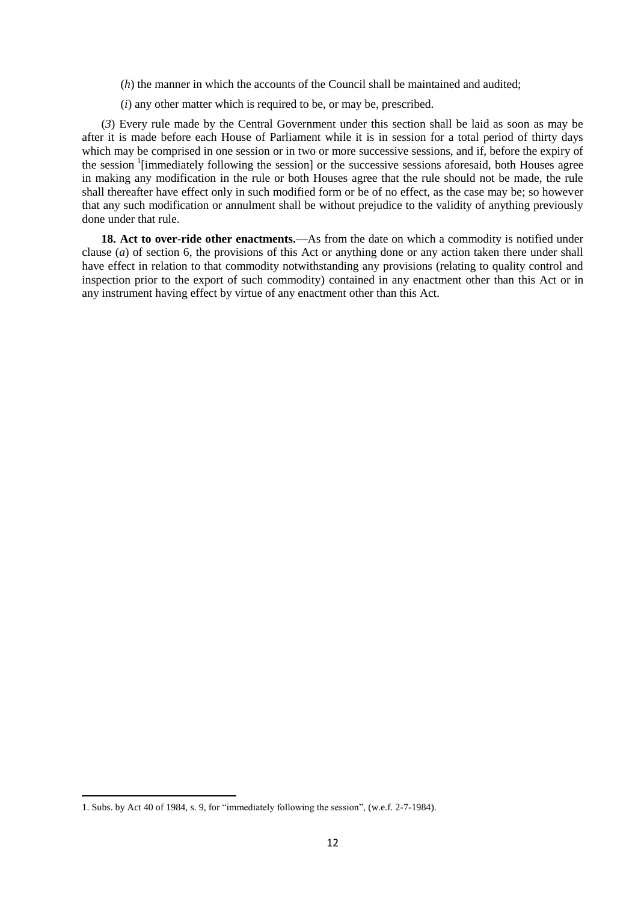(*h*) the manner in which the accounts of the Council shall be maintained and audited;

(*i*) any other matter which is required to be, or may be, prescribed.

(*3*) Every rule made by the Central Government under this section shall be laid as soon as may be after it is made before each House of Parliament while it is in session for a total period of thirty days which may be comprised in one session or in two or more successive sessions, and if, before the expiry of the session [1][immediately following the session] or the successive sessions aforesaid, both Houses agree in making any modification in the rule or both Houses agree that the rule should not be made, the rule shall thereafter have effect only in such modified form or be of no effect, as the case may be; so however that any such modification or annulment shall be without prejudice to the validity of anything previously done under that rule.

**18. Act to over-ride other enactments.—**As from the date on which a commodity is notified under clause (*a*) of section 6, the provisions of this Act or anything done or any action taken there under shall have effect in relation to that commodity notwithstanding any provisions (relating to quality control and inspection prior to the export of such commodity) contained in any enactment other than this Act or in any instrument having effect by virtue of any enactment other than this Act.

1. Subs. by Act 40 of 1984, s. 9, for "immediately following the session", (w.e.f. 2-7-1984).